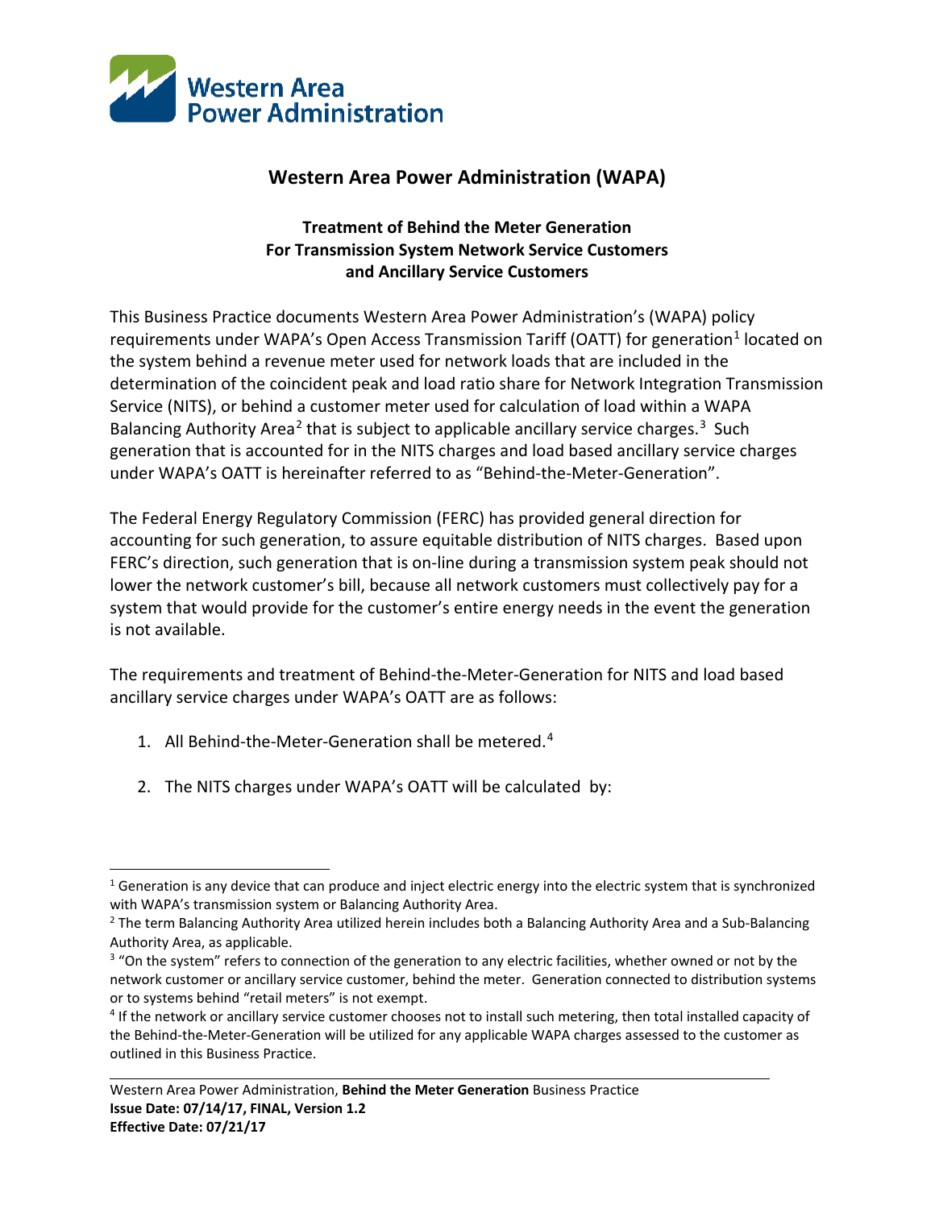# Western Area Power Administration (WAPA)

## Treatment of Behind the Meter Generation For Transmission System Network Service Customers and Ancillary Service Customers

This Business Practice documents Western Area Power Administration's (WAPA) policy requirements under WAPA's Open Access Transmission Tariff (OATT) for generation[1] located on the system behind a revenue meter used for network loads that are included in the determination of the coincident peak and load ratio share for Network Integration Transmission Service (NITS), or behind a customer meter used for calculation of load within a WAPA Balancing Authority Area[2] that is subject to applicable ancillary service charges.[3] Such generation that is accounted for in the NITS charges and load based ancillary service charges under WAPA's OATT is hereinafter referred to as "Behind-the-Meter-Generation".

The Federal Energy Regulatory Commission (FERC) has provided general direction for accounting for such generation, to assure equitable distribution of NITS charges. Based upon FERC's direction, such generation that is on-line during a transmission system peak should not lower the network customer's bill, because all network customers must collectively pay for a system that would provide for the customer's entire energy needs in the event the generation is not available.

The requirements and treatment of Behind-the-Meter-Generation for NITS and load based ancillary service charges under WAPA's OATT are as follows:

1. All Behind-the-Meter-Generation shall be metered.[4]

2. The NITS charges under WAPA's OATT will be calculated by:

---

[1] Generation is any device that can produce and inject electric energy into the electric system that is synchronized with WAPA's transmission system or Balancing Authority Area.

[2] The term Balancing Authority Area utilized herein includes both a Balancing Authority Area and a Sub-Balancing Authority Area, as applicable.

[3] "On the system" refers to connection of the generation to any electric facilities, whether owned or not by the network customer or ancillary service customer, behind the meter. Generation connected to distribution systems or to systems behind "retail meters" is not exempt.

[4] If the network or ancillary service customer chooses not to install such metering, then total installed capacity of the Behind-the-Meter-Generation will be utilized for any applicable WAPA charges assessed to the customer as outlined in this Business Practice.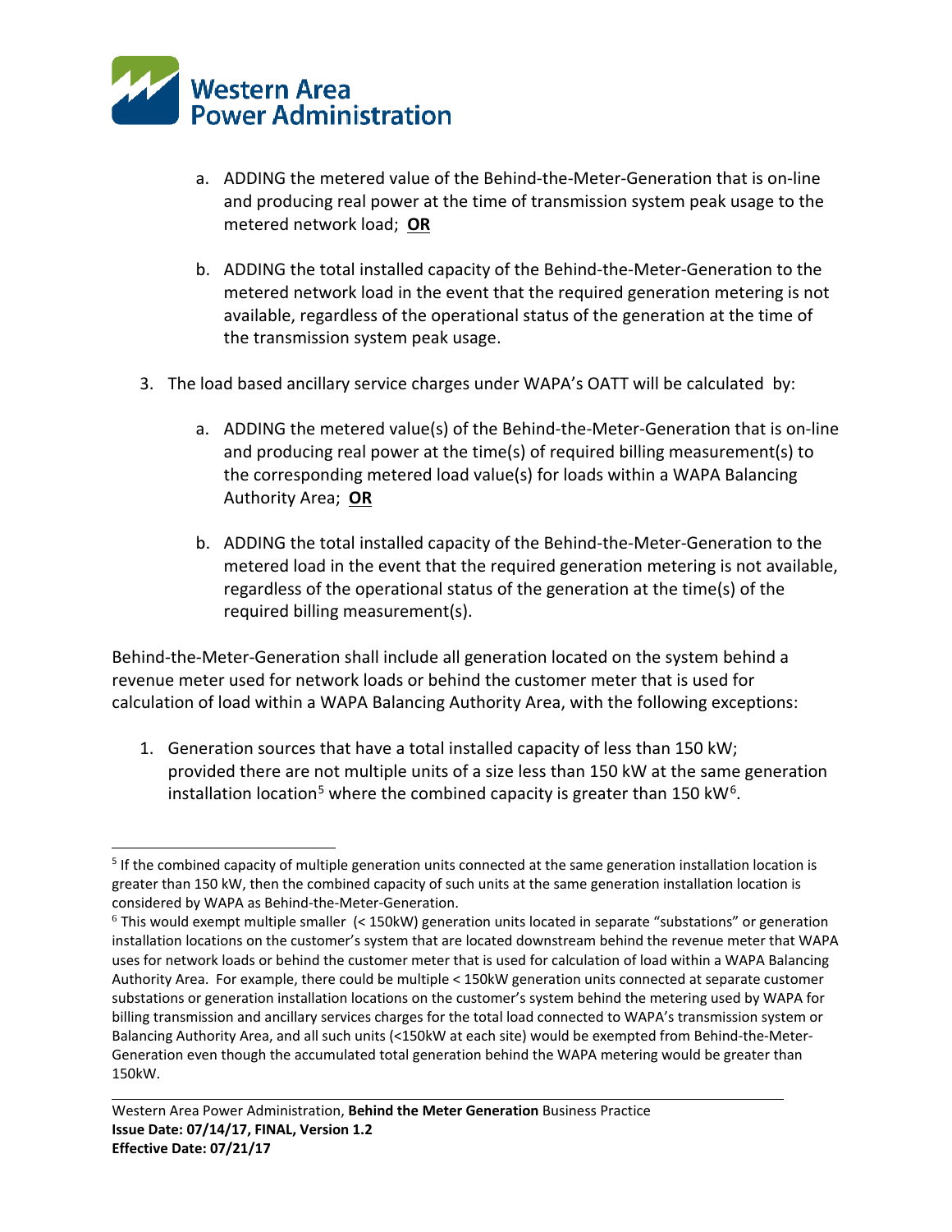a. ADDING the metered value of the Behind-the-Meter-Generation that is on-line and producing real power at the time of transmission system peak usage to the metered network load; **OR**

b. ADDING the total installed capacity of the Behind-the-Meter-Generation to the metered network load in the event that the required generation metering is not available, regardless of the operational status of the generation at the time of the transmission system peak usage.

3. The load based ancillary service charges under WAPA's OATT will be calculated by:

   a. ADDING the metered value(s) of the Behind-the-Meter-Generation that is on-line and producing real power at the time(s) of required billing measurement(s) to the corresponding metered load value(s) for loads within a WAPA Balancing Authority Area; **OR**

   b. ADDING the total installed capacity of the Behind-the-Meter-Generation to the metered load in the event that the required generation metering is not available, regardless of the operational status of the generation at the time(s) of the required billing measurement(s).

Behind-the-Meter-Generation shall include all generation located on the system behind a revenue meter used for network loads or behind the customer meter that is used for calculation of load within a WAPA Balancing Authority Area, with the following exceptions:

1. Generation sources that have a total installed capacity of less than 150 kW; provided there are not multiple units of a size less than 150 kW at the same generation installation location[5] where the combined capacity is greater than 150 kW[6].

---

[5] If the combined capacity of multiple generation units connected at the same generation installation location is greater than 150 kW, then the combined capacity of such units at the same generation installation location is considered by WAPA as Behind-the-Meter-Generation.

[6] This would exempt multiple smaller (< 150kW) generation units located in separate "substations" or generation installation locations on the customer's system that are located downstream behind the revenue meter that WAPA uses for network loads or behind the customer meter that is used for calculation of load within a WAPA Balancing Authority Area. For example, there could be multiple < 150kW generation units connected at separate customer substations or generation installation locations on the customer's system behind the metering used by WAPA for billing transmission and ancillary services charges for the total load connected to WAPA's transmission system or Balancing Authority Area, and all such units (<150kW at each site) would be exempted from Behind-the-Meter-Generation even though the accumulated total generation behind the WAPA metering would be greater than 150kW.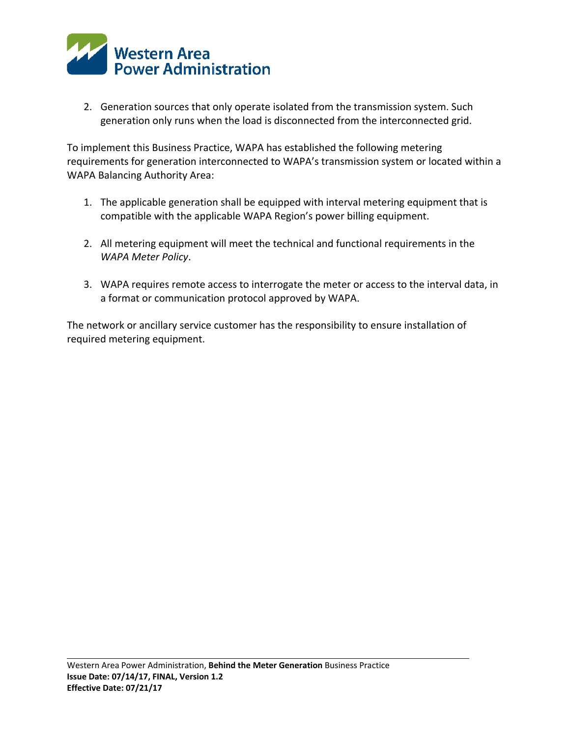2. Generation sources that only operate isolated from the transmission system. Such generation only runs when the load is disconnected from the interconnected grid.

To implement this Business Practice, WAPA has established the following metering requirements for generation interconnected to WAPA's transmission system or located within a WAPA Balancing Authority Area:

1. The applicable generation shall be equipped with interval metering equipment that is compatible with the applicable WAPA Region's power billing equipment.

2. All metering equipment will meet the technical and functional requirements in the *WAPA Meter Policy*.

3. WAPA requires remote access to interrogate the meter or access to the interval data, in a format or communication protocol approved by WAPA.

The network or ancillary service customer has the responsibility to ensure installation of required metering equipment.